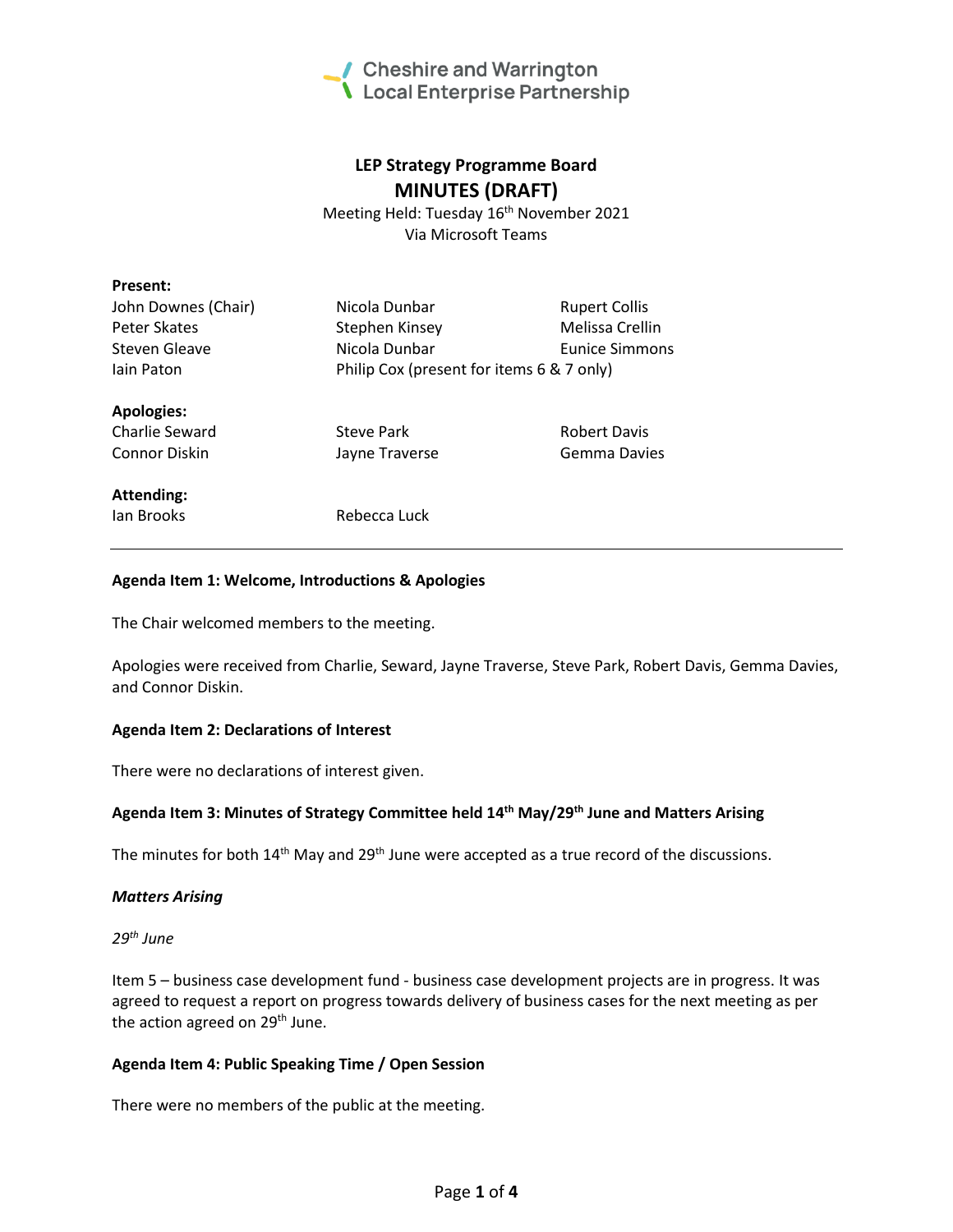Cheshire and Warrington Local Enterprise Partnership

# LEP Strategy Programme Board

## MINUTES (DRAFT)

Meeting Held: Tuesday 16th November 2021
Via Microsoft Teams

**Present:**

| | | |
|---|---|---|
| John Downes (Chair) | Nicola Dunbar | Rupert Collis |
| Peter Skates | Stephen Kinsey | Melissa Crellin |
| Steven Gleave | Nicola Dunbar | Eunice Simmons |
| Iain Paton | Philip Cox (present for items 6 & 7 only) | |

**Apologies:**

| | | |
|---|---|---|
| Charlie Seward | Steve Park | Robert Davis |
| Connor Diskin | Jayne Traverse | Gemma Davies |

**Attending:**

| | |
|---|---|
| Ian Brooks | Rebecca Luck |

---

**Agenda Item 1: Welcome, Introductions & Apologies**

The Chair welcomed members to the meeting.

Apologies were received from Charlie, Seward, Jayne Traverse, Steve Park, Robert Davis, Gemma Davies, and Connor Diskin.

**Agenda Item 2: Declarations of Interest**

There were no declarations of interest given.

**Agenda Item 3: Minutes of Strategy Committee held 14th May/29th June and Matters Arising**

The minutes for both 14th May and 29th June were accepted as a true record of the discussions.

***Matters Arising***

*29th June*

Item 5 – business case development fund - business case development projects are in progress. It was agreed to request a report on progress towards delivery of business cases for the next meeting as per the action agreed on 29th June.

**Agenda Item 4: Public Speaking Time / Open Session**

There were no members of the public at the meeting.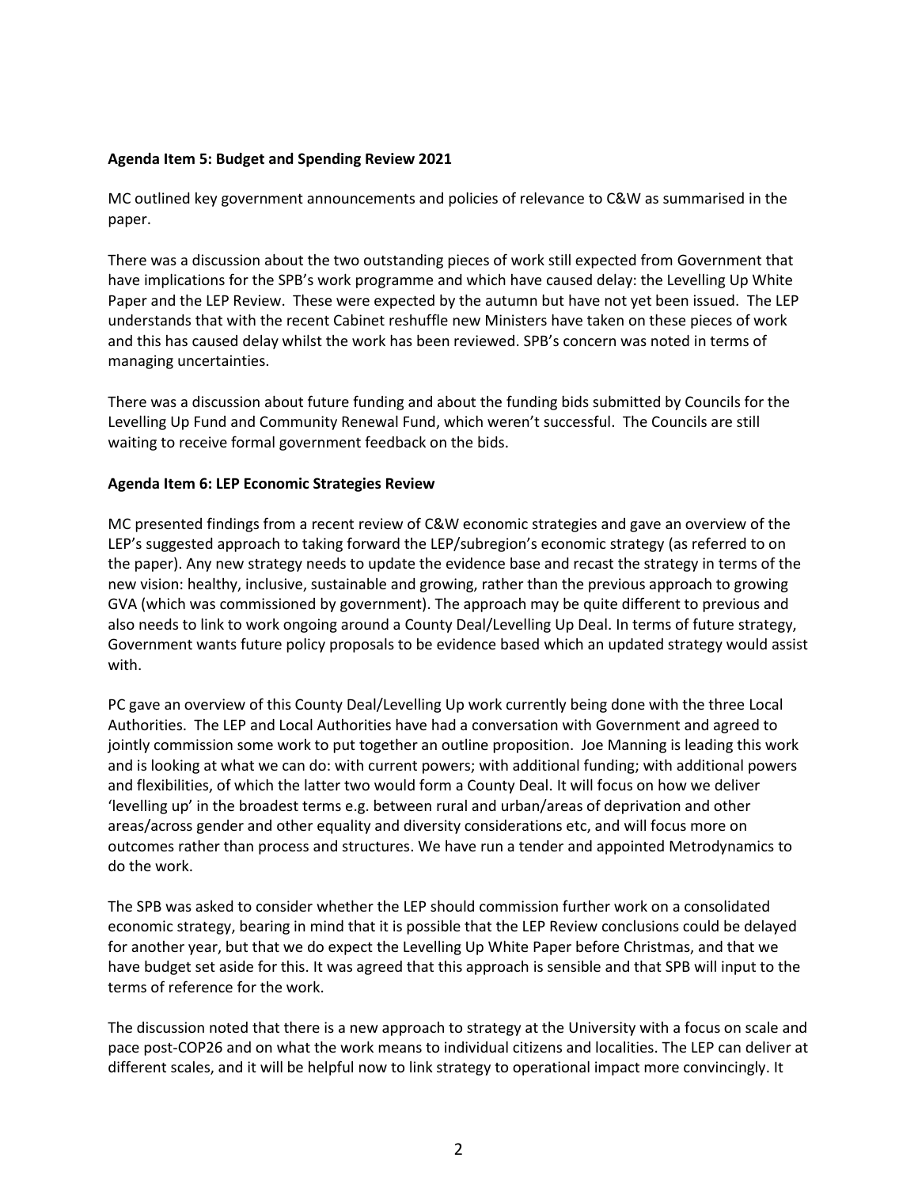**Agenda Item 5: Budget and Spending Review 2021**

MC outlined key government announcements and policies of relevance to C&W as summarised in the paper.

There was a discussion about the two outstanding pieces of work still expected from Government that have implications for the SPB's work programme and which have caused delay: the Levelling Up White Paper and the LEP Review. These were expected by the autumn but have not yet been issued. The LEP understands that with the recent Cabinet reshuffle new Ministers have taken on these pieces of work and this has caused delay whilst the work has been reviewed. SPB's concern was noted in terms of managing uncertainties.

There was a discussion about future funding and about the funding bids submitted by Councils for the Levelling Up Fund and Community Renewal Fund, which weren't successful. The Councils are still waiting to receive formal government feedback on the bids.

**Agenda Item 6: LEP Economic Strategies Review**

MC presented findings from a recent review of C&W economic strategies and gave an overview of the LEP's suggested approach to taking forward the LEP/subregion's economic strategy (as referred to on the paper). Any new strategy needs to update the evidence base and recast the strategy in terms of the new vision: healthy, inclusive, sustainable and growing, rather than the previous approach to growing GVA (which was commissioned by government). The approach may be quite different to previous and also needs to link to work ongoing around a County Deal/Levelling Up Deal. In terms of future strategy, Government wants future policy proposals to be evidence based which an updated strategy would assist with.

PC gave an overview of this County Deal/Levelling Up work currently being done with the three Local Authorities. The LEP and Local Authorities have had a conversation with Government and agreed to jointly commission some work to put together an outline proposition. Joe Manning is leading this work and is looking at what we can do: with current powers; with additional funding; with additional powers and flexibilities, of which the latter two would form a County Deal. It will focus on how we deliver 'levelling up' in the broadest terms e.g. between rural and urban/areas of deprivation and other areas/across gender and other equality and diversity considerations etc, and will focus more on outcomes rather than process and structures. We have run a tender and appointed Metrodynamics to do the work.

The SPB was asked to consider whether the LEP should commission further work on a consolidated economic strategy, bearing in mind that it is possible that the LEP Review conclusions could be delayed for another year, but that we do expect the Levelling Up White Paper before Christmas, and that we have budget set aside for this. It was agreed that this approach is sensible and that SPB will input to the terms of reference for the work.

The discussion noted that there is a new approach to strategy at the University with a focus on scale and pace post-COP26 and on what the work means to individual citizens and localities. The LEP can deliver at different scales, and it will be helpful now to link strategy to operational impact more convincingly. It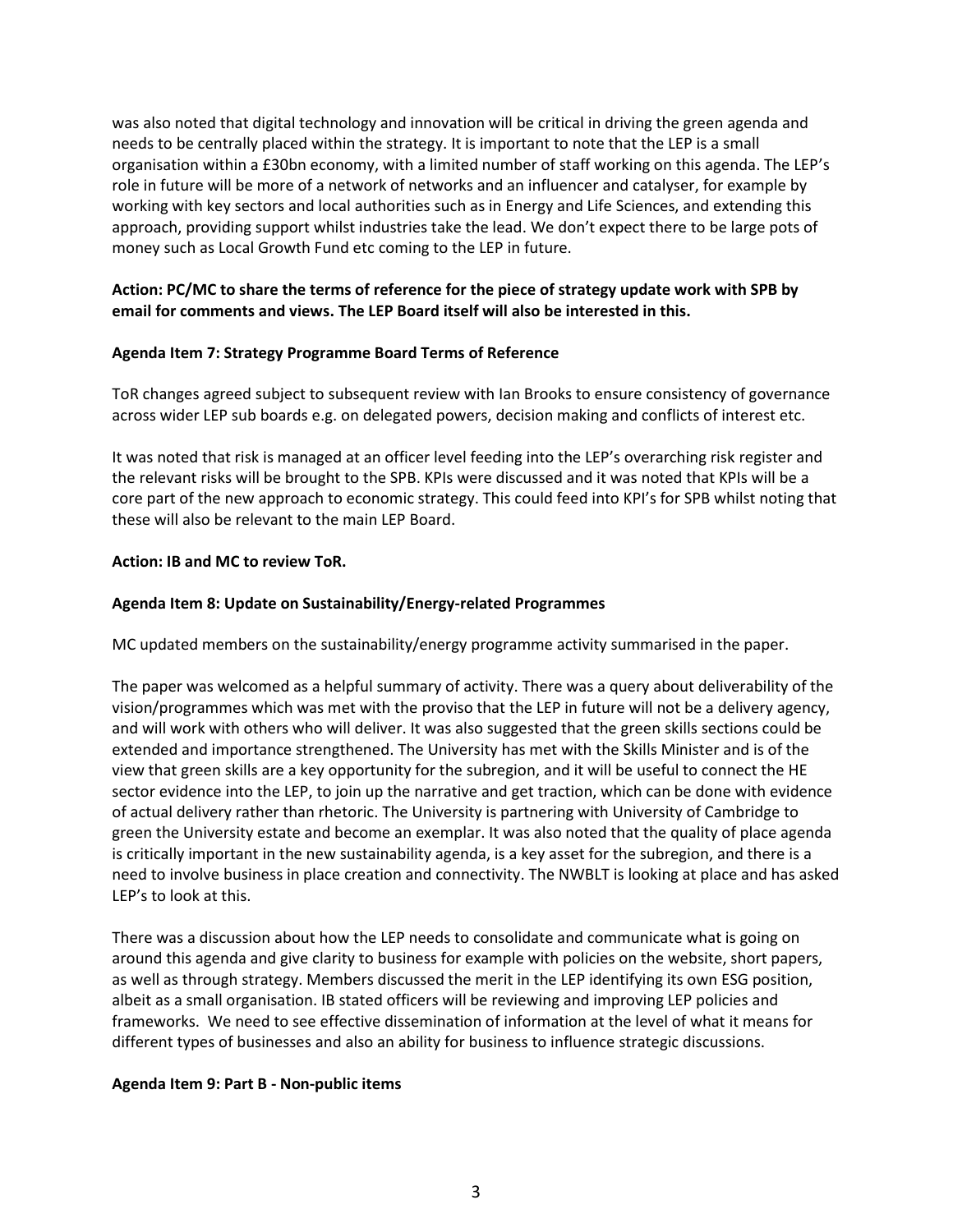was also noted that digital technology and innovation will be critical in driving the green agenda and needs to be centrally placed within the strategy. It is important to note that the LEP is a small organisation within a £30bn economy, with a limited number of staff working on this agenda. The LEP's role in future will be more of a network of networks and an influencer and catalyser, for example by working with key sectors and local authorities such as in Energy and Life Sciences, and extending this approach, providing support whilst industries take the lead. We don't expect there to be large pots of money such as Local Growth Fund etc coming to the LEP in future.

**Action: PC/MC to share the terms of reference for the piece of strategy update work with SPB by email for comments and views. The LEP Board itself will also be interested in this.**

**Agenda Item 7: Strategy Programme Board Terms of Reference**

ToR changes agreed subject to subsequent review with Ian Brooks to ensure consistency of governance across wider LEP sub boards e.g. on delegated powers, decision making and conflicts of interest etc.

It was noted that risk is managed at an officer level feeding into the LEP's overarching risk register and the relevant risks will be brought to the SPB. KPIs were discussed and it was noted that KPIs will be a core part of the new approach to economic strategy. This could feed into KPI's for SPB whilst noting that these will also be relevant to the main LEP Board.

**Action: IB and MC to review ToR.**

**Agenda Item 8: Update on Sustainability/Energy-related Programmes**

MC updated members on the sustainability/energy programme activity summarised in the paper.

The paper was welcomed as a helpful summary of activity. There was a query about deliverability of the vision/programmes which was met with the proviso that the LEP in future will not be a delivery agency, and will work with others who will deliver. It was also suggested that the green skills sections could be extended and importance strengthened. The University has met with the Skills Minister and is of the view that green skills are a key opportunity for the subregion, and it will be useful to connect the HE sector evidence into the LEP, to join up the narrative and get traction, which can be done with evidence of actual delivery rather than rhetoric. The University is partnering with University of Cambridge to green the University estate and become an exemplar. It was also noted that the quality of place agenda is critically important in the new sustainability agenda, is a key asset for the subregion, and there is a need to involve business in place creation and connectivity. The NWBLT is looking at place and has asked LEP's to look at this.

There was a discussion about how the LEP needs to consolidate and communicate what is going on around this agenda and give clarity to business for example with policies on the website, short papers, as well as through strategy. Members discussed the merit in the LEP identifying its own ESG position, albeit as a small organisation. IB stated officers will be reviewing and improving LEP policies and frameworks. We need to see effective dissemination of information at the level of what it means for different types of businesses and also an ability for business to influence strategic discussions.

**Agenda Item 9: Part B - Non-public items**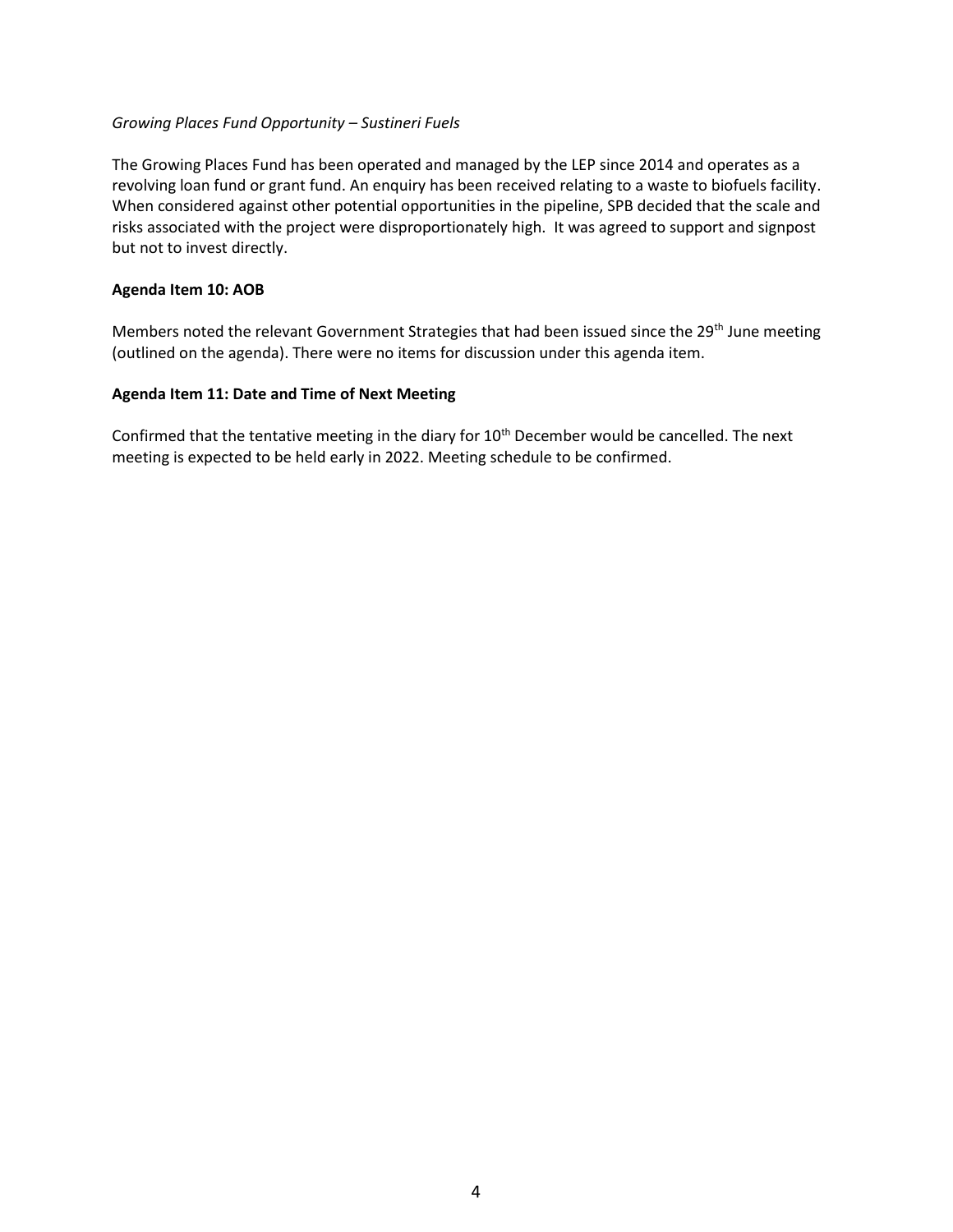*Growing Places Fund Opportunity – Sustineri Fuels*

The Growing Places Fund has been operated and managed by the LEP since 2014 and operates as a revolving loan fund or grant fund. An enquiry has been received relating to a waste to biofuels facility. When considered against other potential opportunities in the pipeline, SPB decided that the scale and risks associated with the project were disproportionately high. It was agreed to support and signpost but not to invest directly.

**Agenda Item 10: AOB**

Members noted the relevant Government Strategies that had been issued since the 29th June meeting (outlined on the agenda). There were no items for discussion under this agenda item.

**Agenda Item 11: Date and Time of Next Meeting**

Confirmed that the tentative meeting in the diary for 10th December would be cancelled. The next meeting is expected to be held early in 2022. Meeting schedule to be confirmed.